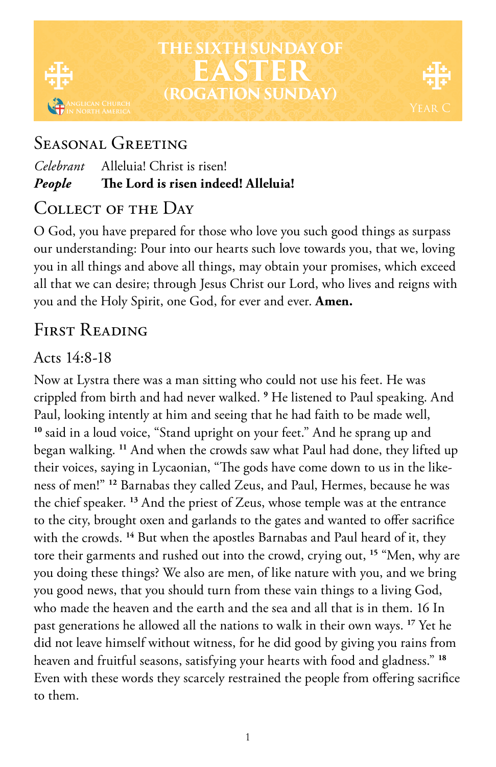# THE SIXTH SUNDAY OF EASTER (ROGATION SUNDAY)

Anglican Church in North America

Year C

## Seasonal Greeting

*Celebrant* Alleluia! Christ is risen!

***People*** **The Lord is risen indeed! Alleluia!**

## Collect of the Day

O God, you have prepared for those who love you such good things as surpass our understanding: Pour into our hearts such love towards you, that we, loving you in all things and above all things, may obtain your promises, which exceed all that we can desire; through Jesus Christ our Lord, who lives and reigns with you and the Holy Spirit, one God, for ever and ever. **Amen.**

## First Reading

### Acts 14:8-18

Now at Lystra there was a man sitting who could not use his feet. He was crippled from birth and had never walked. [9] He listened to Paul speaking. And Paul, looking intently at him and seeing that he had faith to be made well, [10] said in a loud voice, "Stand upright on your feet." And he sprang up and began walking. [11] And when the crowds saw what Paul had done, they lifted up their voices, saying in Lycaonian, "The gods have come down to us in the likeness of men!" [12] Barnabas they called Zeus, and Paul, Hermes, because he was the chief speaker. [13] And the priest of Zeus, whose temple was at the entrance to the city, brought oxen and garlands to the gates and wanted to offer sacrifice with the crowds. [14] But when the apostles Barnabas and Paul heard of it, they tore their garments and rushed out into the crowd, crying out, [15] "Men, why are you doing these things? We also are men, of like nature with you, and we bring you good news, that you should turn from these vain things to a living God, who made the heaven and the earth and the sea and all that is in them. 16 In past generations he allowed all the nations to walk in their own ways. [17] Yet he did not leave himself without witness, for he did good by giving you rains from heaven and fruitful seasons, satisfying your hearts with food and gladness." [18] Even with these words they scarcely restrained the people from offering sacrifice to them.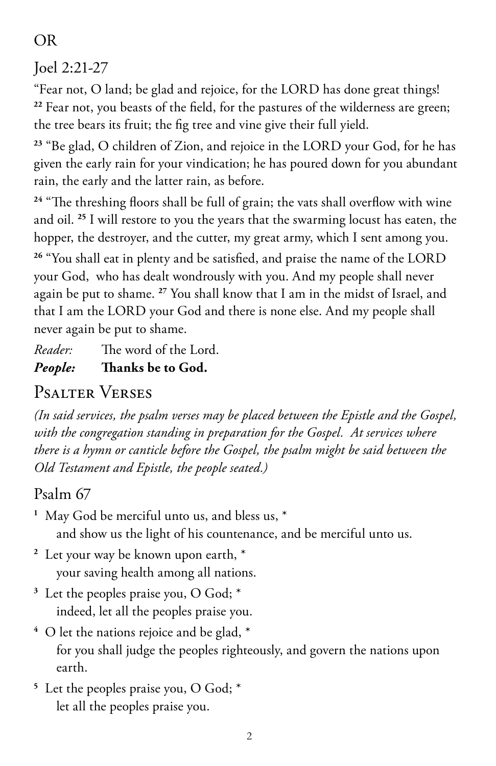OR

## Joel 2:21-27

“Fear not, O land; be glad and rejoice, for the LORD has done great things! [22] Fear not, you beasts of the field, for the pastures of the wilderness are green; the tree bears its fruit; the fig tree and vine give their full yield.

[23] “Be glad, O children of Zion, and rejoice in the LORD your God, for he has given the early rain for your vindication; he has poured down for you abundant rain, the early and the latter rain, as before.

[24] “The threshing floors shall be full of grain; the vats shall overflow with wine and oil. [25] I will restore to you the years that the swarming locust has eaten, the hopper, the destroyer, and the cutter, my great army, which I sent among you.

[26] “You shall eat in plenty and be satisfied, and praise the name of the LORD your God, who has dealt wondrously with you. And my people shall never again be put to shame. [27] You shall know that I am in the midst of Israel, and that I am the LORD your God and there is none else. And my people shall never again be put to shame.

*Reader:* The word of the Lord.
***People:*** **Thanks be to God.**

# Psalter Verses

*(In said services, the psalm verses may be placed between the Epistle and the Gospel, with the congregation standing in preparation for the Gospel. At services where there is a hymn or canticle before the Gospel, the psalm might be said between the Old Testament and Epistle, the people seated.)*

## Psalm 67

[1] May God be merciful unto us, and bless us, *
and show us the light of his countenance, and be merciful unto us.

[2] Let your way be known upon earth, *
your saving health among all nations.

[3] Let the peoples praise you, O God; *
indeed, let all the peoples praise you.

[4] O let the nations rejoice and be glad, *
for you shall judge the peoples righteously, and govern the nations upon earth.

[5] Let the peoples praise you, O God; *
let all the peoples praise you.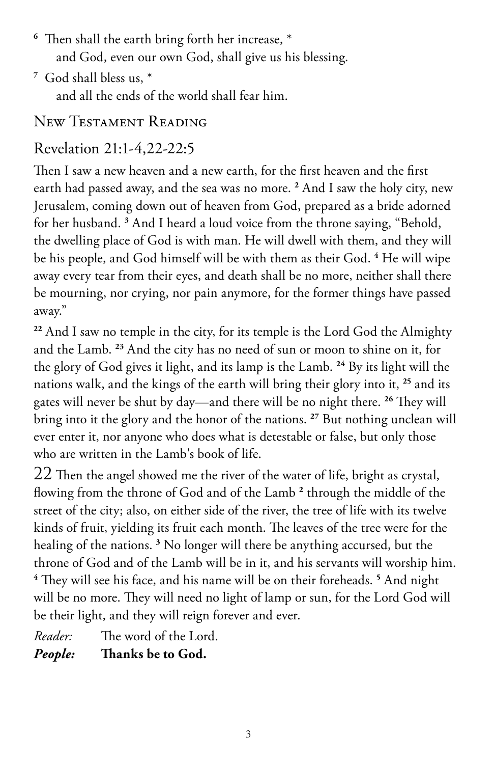[6] Then shall the earth bring forth her increase, *
  and God, even our own God, shall give us his blessing.

[7] God shall bless us, *
  and all the ends of the world shall fear him.

## New Testament Reading

### Revelation 21:1-4,22-22:5

Then I saw a new heaven and a new earth, for the first heaven and the first earth had passed away, and the sea was no more. [2] And I saw the holy city, new Jerusalem, coming down out of heaven from God, prepared as a bride adorned for her husband. [3] And I heard a loud voice from the throne saying, "Behold, the dwelling place of God is with man. He will dwell with them, and they will be his people, and God himself will be with them as their God. [4] He will wipe away every tear from their eyes, and death shall be no more, neither shall there be mourning, nor crying, nor pain anymore, for the former things have passed away."

[22] And I saw no temple in the city, for its temple is the Lord God the Almighty and the Lamb. [23] And the city has no need of sun or moon to shine on it, for the glory of God gives it light, and its lamp is the Lamb. [24] By its light will the nations walk, and the kings of the earth will bring their glory into it, [25] and its gates will never be shut by day—and there will be no night there. [26] They will bring into it the glory and the honor of the nations. [27] But nothing unclean will ever enter it, nor anyone who does what is detestable or false, but only those who are written in the Lamb's book of life.

22 Then the angel showed me the river of the water of life, bright as crystal, flowing from the throne of God and of the Lamb [2] through the middle of the street of the city; also, on either side of the river, the tree of life with its twelve kinds of fruit, yielding its fruit each month. The leaves of the tree were for the healing of the nations. [3] No longer will there be anything accursed, but the throne of God and of the Lamb will be in it, and his servants will worship him. [4] They will see his face, and his name will be on their foreheads. [5] And night will be no more. They will need no light of lamp or sun, for the Lord God will be their light, and they will reign forever and ever.

*Reader:* The word of the Lord.
***People:*** **Thanks be to God.**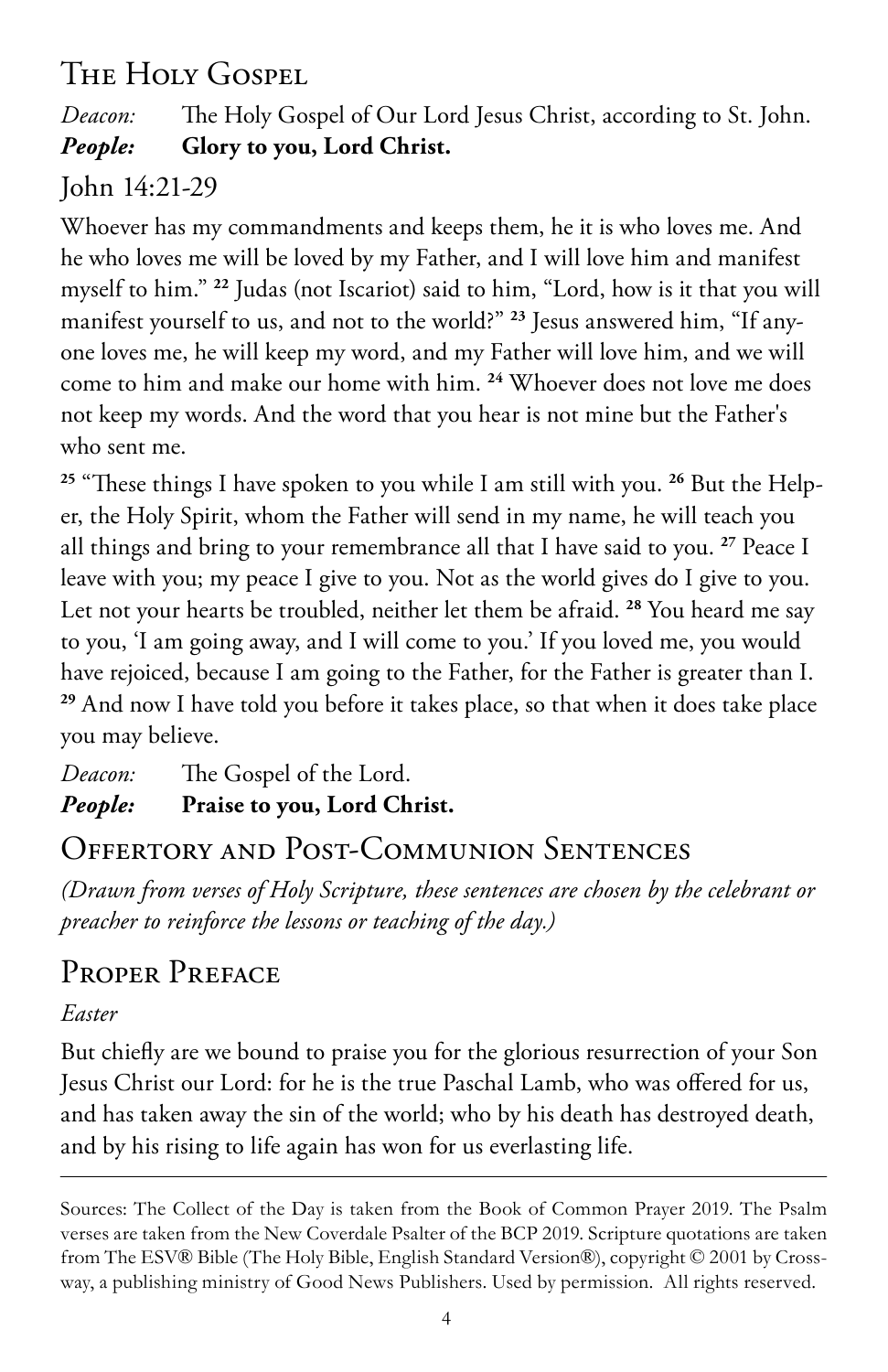## The Holy Gospel

*Deacon:* The Holy Gospel of Our Lord Jesus Christ, according to St. John.
***People:*** **Glory to you, Lord Christ.**

### John 14:21-29

Whoever has my commandments and keeps them, he it is who loves me. And he who loves me will be loved by my Father, and I will love him and manifest myself to him." [22] Judas (not Iscariot) said to him, "Lord, how is it that you will manifest yourself to us, and not to the world?" [23] Jesus answered him, "If anyone loves me, he will keep my word, and my Father will love him, and we will come to him and make our home with him. [24] Whoever does not love me does not keep my words. And the word that you hear is not mine but the Father's who sent me.

[25] "These things I have spoken to you while I am still with you. [26] But the Helper, the Holy Spirit, whom the Father will send in my name, he will teach you all things and bring to your remembrance all that I have said to you. [27] Peace I leave with you; my peace I give to you. Not as the world gives do I give to you. Let not your hearts be troubled, neither let them be afraid. [28] You heard me say to you, 'I am going away, and I will come to you.' If you loved me, you would have rejoiced, because I am going to the Father, for the Father is greater than I. [29] And now I have told you before it takes place, so that when it does take place you may believe.

*Deacon:* The Gospel of the Lord.
***People:*** **Praise to you, Lord Christ.**

## Offertory and Post-Communion Sentences

*(Drawn from verses of Holy Scripture, these sentences are chosen by the celebrant or preacher to reinforce the lessons or teaching of the day.)*

## Proper Preface

*Easter*

But chiefly are we bound to praise you for the glorious resurrection of your Son Jesus Christ our Lord: for he is the true Paschal Lamb, who was offered for us, and has taken away the sin of the world; who by his death has destroyed death, and by his rising to life again has won for us everlasting life.

---

Sources: The Collect of the Day is taken from the Book of Common Prayer 2019. The Psalm verses are taken from the New Coverdale Psalter of the BCP 2019. Scripture quotations are taken from The ESV® Bible (The Holy Bible, English Standard Version®), copyright © 2001 by Crossway, a publishing ministry of Good News Publishers. Used by permission. All rights reserved.